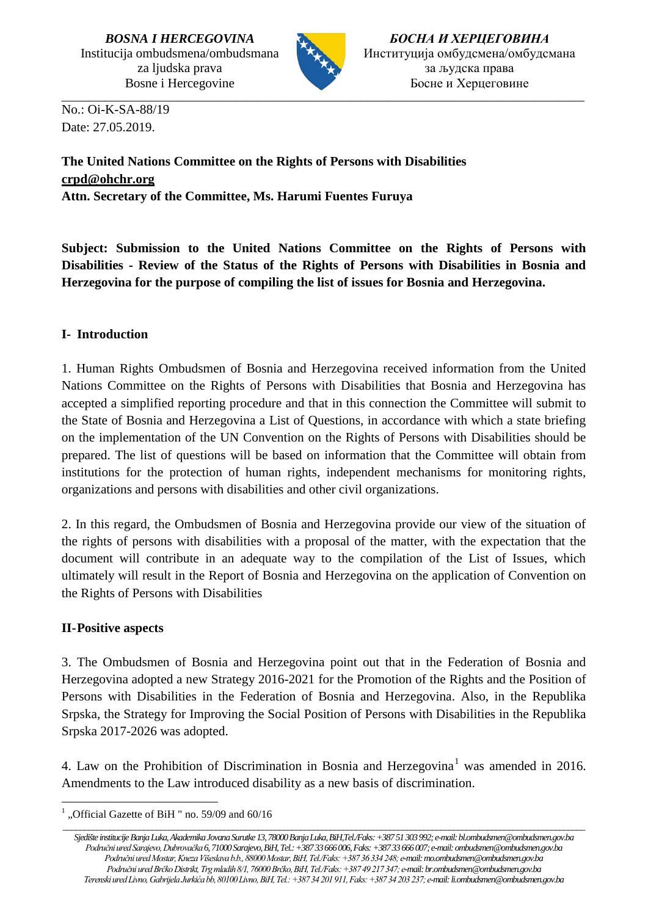*BOSNA I HERCEGOVINA*
Institucija ombudsmena/ombudsmana
za ljudska prava
Bosne i Hercegovine

*БОСНА И ХЕРЦЕГОВИНА*
Институција омбудсмена/омбудсмана
за људска права
Босне и Херцеговине

No.: Oi-K-SA-88/19
Date: 27.05.2019.

**The United Nations Committee on the Rights of Persons with Disabilities**
**crpd@ohchr.org**
**Attn. Secretary of the Committee, Ms. Harumi Fuentes Furuya**

**Subject: Submission to the United Nations Committee on the Rights of Persons with Disabilities - Review of the Status of the Rights of Persons with Disabilities in Bosnia and Herzegovina for the purpose of compiling the list of issues for Bosnia and Herzegovina.**

## I- Introduction

1. Human Rights Ombudsmen of Bosnia and Herzegovina received information from the United Nations Committee on the Rights of Persons with Disabilities that Bosnia and Herzegovina has accepted a simplified reporting procedure and that in this connection the Committee will submit to the State of Bosnia and Herzegovina a List of Questions, in accordance with which a state briefing on the implementation of the UN Convention on the Rights of Persons with Disabilities should be prepared. The list of questions will be based on information that the Committee will obtain from institutions for the protection of human rights, independent mechanisms for monitoring rights, organizations and persons with disabilities and other civil organizations.

2. In this regard, the Ombudsmen of Bosnia and Herzegovina provide our view of the situation of the rights of persons with disabilities with a proposal of the matter, with the expectation that the document will contribute in an adequate way to the compilation of the List of Issues, which ultimately will result in the Report of Bosnia and Herzegovina on the application of Convention on the Rights of Persons with Disabilities

## II-Positive aspects

3. The Ombudsmen of Bosnia and Herzegovina point out that in the Federation of Bosnia and Herzegovina adopted a new Strategy 2016-2021 for the Promotion of the Rights and the Position of Persons with Disabilities in the Federation of Bosnia and Herzegovina. Also, in the Republika Srpska, the Strategy for Improving the Social Position of Persons with Disabilities in the Republika Srpska 2017-2026 was adopted.

4. Law on the Prohibition of Discrimination in Bosnia and Herzegovina[1] was amended in 2016. Amendments to the Law introduced disability as a new basis of discrimination.

[1] „Official Gazette of BiH " no. 59/09 and 60/16

*Sjedište institucije Banja Luka, Akademika Jovana Surutke 13, 78000 Banja Luka, BiH,Tel./Faks: +387 51 303 992; e-mail: bl.ombudsmen@ombudsmen.gov.ba*
*Područni ured Sarajevo, Dubrovačka 6, 71000 Sarajevo, BiH, Tel.: +387 33 666 006, Faks: +387 33 666 007; e-mail: ombudsmen@ombudsmen.gov.ba*
*Područni ured Mostar, Kneza Višeslava b.b., 88000 Mostar, BiH, Tel./Faks: +387 36 334 248; e-mail: mo.ombudsmen@ombudsmen.gov.ba*
*Područni ured Brčko Distrikt, Trg mladih 8/1, 76000 Brčko, BiH, Tel./Faks: +387 49 217 347; e-mail: br.ombudsmen@ombudsmen.gov.ba*
*Terenski ured Livno, Gabrijela Jurkića bb, 80100 Livno, BiH, Tel.: +387 34 201 911, Faks: +387 34 203 237; e-mail: li.ombudsmen@ombudsmen.gov.ba*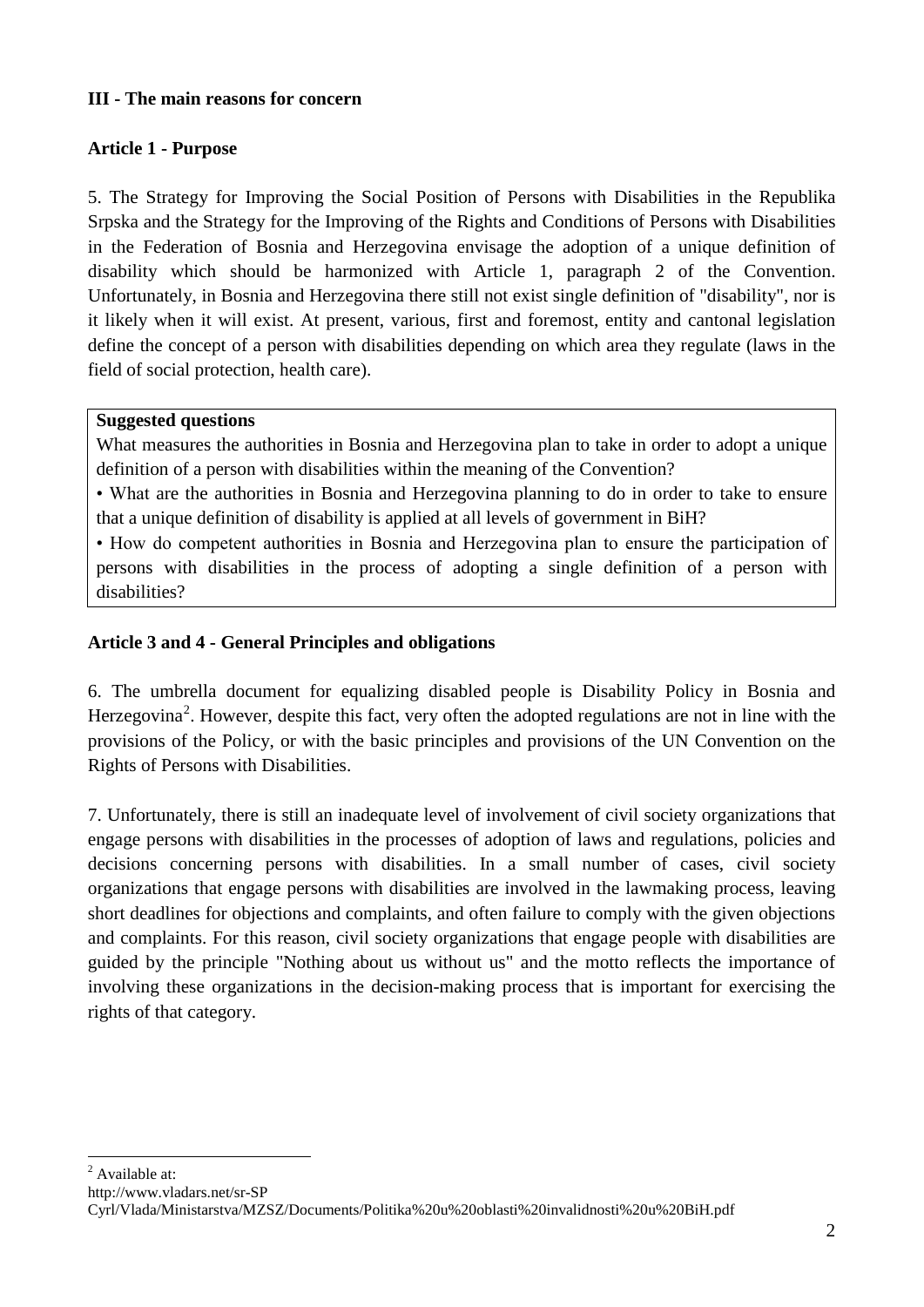**III - The main reasons for concern**

**Article 1 - Purpose**

5. The Strategy for Improving the Social Position of Persons with Disabilities in the Republika Srpska and the Strategy for the Improving of the Rights and Conditions of Persons with Disabilities in the Federation of Bosnia and Herzegovina envisage the adoption of a unique definition of disability which should be harmonized with Article 1, paragraph 2 of the Convention. Unfortunately, in Bosnia and Herzegovina there still not exist single definition of "disability", nor is it likely when it will exist. At present, various, first and foremost, entity and cantonal legislation define the concept of a person with disabilities depending on which area they regulate (laws in the field of social protection, health care).

> **Suggested questions**
>
> What measures the authorities in Bosnia and Herzegovina plan to take in order to adopt a unique definition of a person with disabilities within the meaning of the Convention?
>
> • What are the authorities in Bosnia and Herzegovina planning to do in order to take to ensure that a unique definition of disability is applied at all levels of government in BiH?
>
> • How do competent authorities in Bosnia and Herzegovina plan to ensure the participation of persons with disabilities in the process of adopting a single definition of a person with disabilities?

**Article 3 and 4 - General Principles and obligations**

6. The umbrella document for equalizing disabled people is Disability Policy in Bosnia and Herzegovina[2]. However, despite this fact, very often the adopted regulations are not in line with the provisions of the Policy, or with the basic principles and provisions of the UN Convention on the Rights of Persons with Disabilities.

7. Unfortunately, there is still an inadequate level of involvement of civil society organizations that engage persons with disabilities in the processes of adoption of laws and regulations, policies and decisions concerning persons with disabilities. In a small number of cases, civil society organizations that engage persons with disabilities are involved in the lawmaking process, leaving short deadlines for objections and complaints, and often failure to comply with the given objections and complaints. For this reason, civil society organizations that engage people with disabilities are guided by the principle "Nothing about us without us" and the motto reflects the importance of involving these organizations in the decision-making process that is important for exercising the rights of that category.

---

[2] Available at:
http://www.vladars.net/sr-SP Cyrl/Vlada/Ministarstva/MZSZ/Documents/Politika%20u%20oblasti%20invalidnosti%20u%20BiH.pdf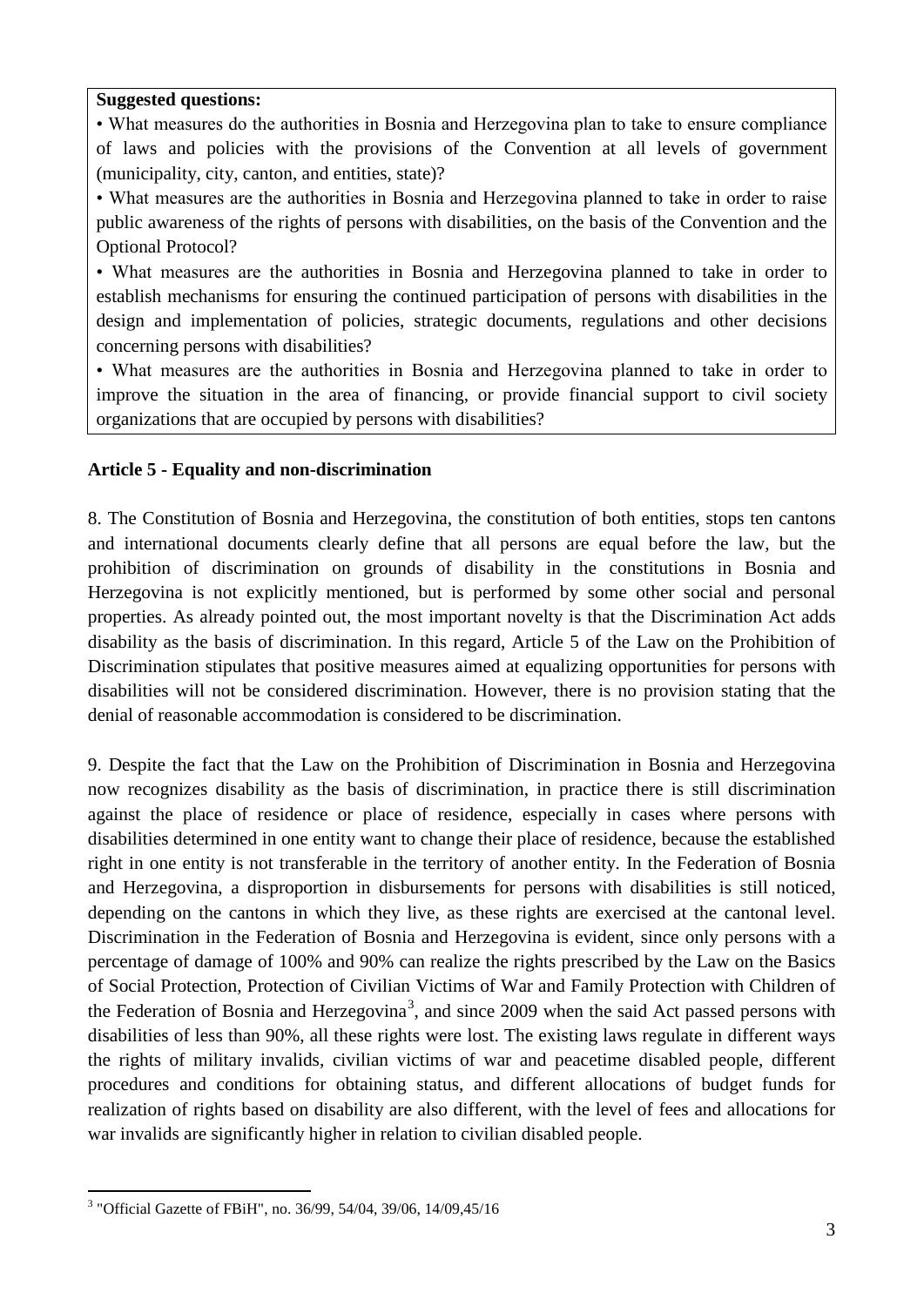**Suggested questions:**

• What measures do the authorities in Bosnia and Herzegovina plan to take to ensure compliance of laws and policies with the provisions of the Convention at all levels of government (municipality, city, canton, and entities, state)?

• What measures are the authorities in Bosnia and Herzegovina planned to take in order to raise public awareness of the rights of persons with disabilities, on the basis of the Convention and the Optional Protocol?

• What measures are the authorities in Bosnia and Herzegovina planned to take in order to establish mechanisms for ensuring the continued participation of persons with disabilities in the design and implementation of policies, strategic documents, regulations and other decisions concerning persons with disabilities?

• What measures are the authorities in Bosnia and Herzegovina planned to take in order to improve the situation in the area of financing, or provide financial support to civil society organizations that are occupied by persons with disabilities?

**Article 5 - Equality and non-discrimination**

8. The Constitution of Bosnia and Herzegovina, the constitution of both entities, stops ten cantons and international documents clearly define that all persons are equal before the law, but the prohibition of discrimination on grounds of disability in the constitutions in Bosnia and Herzegovina is not explicitly mentioned, but is performed by some other social and personal properties. As already pointed out, the most important novelty is that the Discrimination Act adds disability as the basis of discrimination. In this regard, Article 5 of the Law on the Prohibition of Discrimination stipulates that positive measures aimed at equalizing opportunities for persons with disabilities will not be considered discrimination. However, there is no provision stating that the denial of reasonable accommodation is considered to be discrimination.

9. Despite the fact that the Law on the Prohibition of Discrimination in Bosnia and Herzegovina now recognizes disability as the basis of discrimination, in practice there is still discrimination against the place of residence or place of residence, especially in cases where persons with disabilities determined in one entity want to change their place of residence, because the established right in one entity is not transferable in the territory of another entity. In the Federation of Bosnia and Herzegovina, a disproportion in disbursements for persons with disabilities is still noticed, depending on the cantons in which they live, as these rights are exercised at the cantonal level. Discrimination in the Federation of Bosnia and Herzegovina is evident, since only persons with a percentage of damage of 100% and 90% can realize the rights prescribed by the Law on the Basics of Social Protection, Protection of Civilian Victims of War and Family Protection with Children of the Federation of Bosnia and Herzegovina[3], and since 2009 when the said Act passed persons with disabilities of less than 90%, all these rights were lost. The existing laws regulate in different ways the rights of military invalids, civilian victims of war and peacetime disabled people, different procedures and conditions for obtaining status, and different allocations of budget funds for realization of rights based on disability are also different, with the level of fees and allocations for war invalids are significantly higher in relation to civilian disabled people.

[3] "Official Gazette of FBiH", no. 36/99, 54/04, 39/06, 14/09,45/16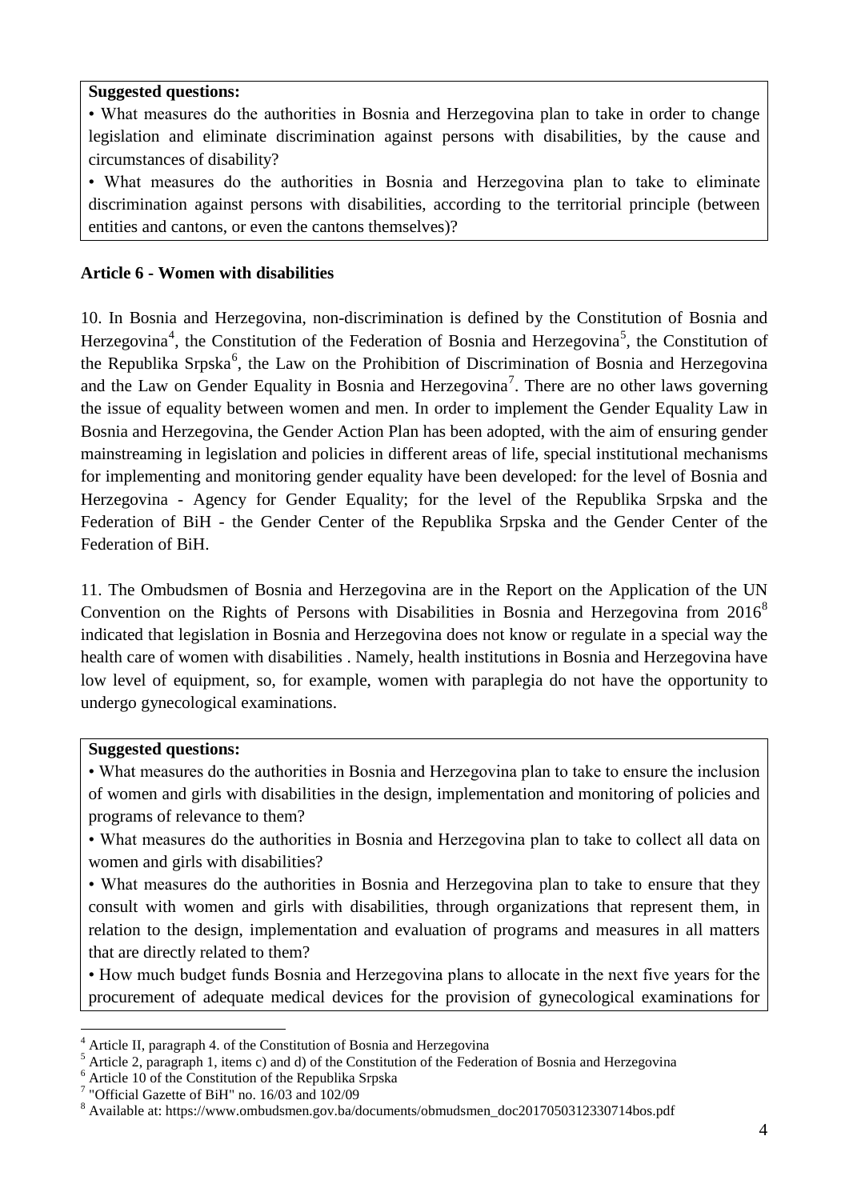**Suggested questions:**

• What measures do the authorities in Bosnia and Herzegovina plan to take in order to change legislation and eliminate discrimination against persons with disabilities, by the cause and circumstances of disability?

• What measures do the authorities in Bosnia and Herzegovina plan to take to eliminate discrimination against persons with disabilities, according to the territorial principle (between entities and cantons, or even the cantons themselves)?

**Article 6 - Women with disabilities**

10. In Bosnia and Herzegovina, non-discrimination is defined by the Constitution of Bosnia and Herzegovina[4], the Constitution of the Federation of Bosnia and Herzegovina[5], the Constitution of the Republika Srpska[6], the Law on the Prohibition of Discrimination of Bosnia and Herzegovina and the Law on Gender Equality in Bosnia and Herzegovina[7]. There are no other laws governing the issue of equality between women and men. In order to implement the Gender Equality Law in Bosnia and Herzegovina, the Gender Action Plan has been adopted, with the aim of ensuring gender mainstreaming in legislation and policies in different areas of life, special institutional mechanisms for implementing and monitoring gender equality have been developed: for the level of Bosnia and Herzegovina - Agency for Gender Equality; for the level of the Republika Srpska and the Federation of BiH - the Gender Center of the Republika Srpska and the Gender Center of the Federation of BiH.

11. The Ombudsmen of Bosnia and Herzegovina are in the Report on the Application of the UN Convention on the Rights of Persons with Disabilities in Bosnia and Herzegovina from 2016[8] indicated that legislation in Bosnia and Herzegovina does not know or regulate in a special way the health care of women with disabilities . Namely, health institutions in Bosnia and Herzegovina have low level of equipment, so, for example, women with paraplegia do not have the opportunity to undergo gynecological examinations.

**Suggested questions:**

• What measures do the authorities in Bosnia and Herzegovina plan to take to ensure the inclusion of women and girls with disabilities in the design, implementation and monitoring of policies and programs of relevance to them?

• What measures do the authorities in Bosnia and Herzegovina plan to take to collect all data on women and girls with disabilities?

• What measures do the authorities in Bosnia and Herzegovina plan to take to ensure that they consult with women and girls with disabilities, through organizations that represent them, in relation to the design, implementation and evaluation of programs and measures in all matters that are directly related to them?

• How much budget funds Bosnia and Herzegovina plans to allocate in the next five years for the procurement of adequate medical devices for the provision of gynecological examinations for

---

[4] Article II, paragraph 4. of the Constitution of Bosnia and Herzegovina

[5] Article 2, paragraph 1, items c) and d) of the Constitution of the Federation of Bosnia and Herzegovina

[6] Article 10 of the Constitution of the Republika Srpska

[7] "Official Gazette of BiH" no. 16/03 and 102/09

[8] Available at: https://www.ombudsmen.gov.ba/documents/obmudsmen_doc2017050312330714bos.pdf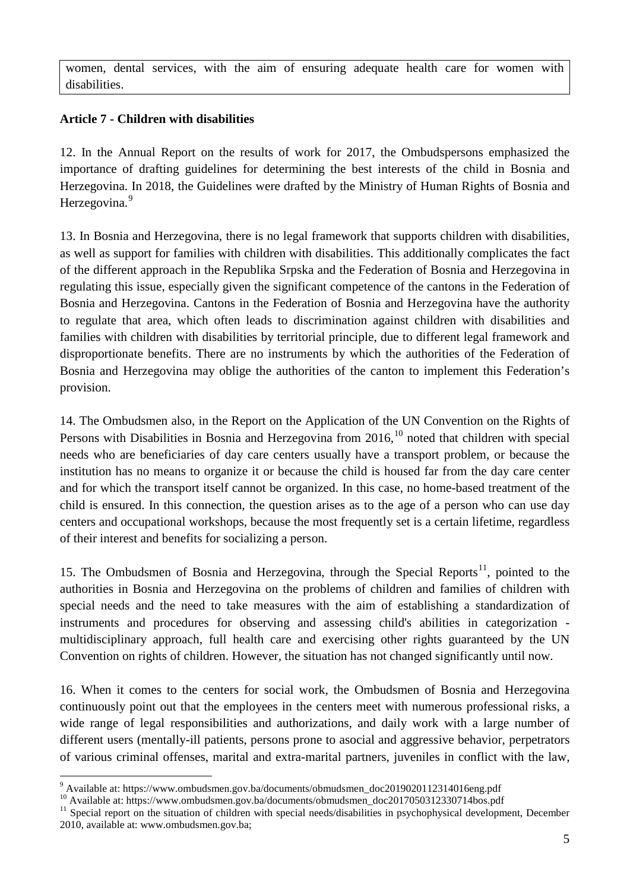women, dental services, with the aim of ensuring adequate health care for women with disabilities.

**Article 7 - Children with disabilities**

12. In the Annual Report on the results of work for 2017, the Ombudspersons emphasized the importance of drafting guidelines for determining the best interests of the child in Bosnia and Herzegovina. In 2018, the Guidelines were drafted by the Ministry of Human Rights of Bosnia and Herzegovina.[9]

13. In Bosnia and Herzegovina, there is no legal framework that supports children with disabilities, as well as support for families with children with disabilities. This additionally complicates the fact of the different approach in the Republika Srpska and the Federation of Bosnia and Herzegovina in regulating this issue, especially given the significant competence of the cantons in the Federation of Bosnia and Herzegovina. Cantons in the Federation of Bosnia and Herzegovina have the authority to regulate that area, which often leads to discrimination against children with disabilities and families with children with disabilities by territorial principle, due to different legal framework and disproportionate benefits. There are no instruments by which the authorities of the Federation of Bosnia and Herzegovina may oblige the authorities of the canton to implement this Federation's provision.

14. The Ombudsmen also, in the Report on the Application of the UN Convention on the Rights of Persons with Disabilities in Bosnia and Herzegovina from 2016,[10] noted that children with special needs who are beneficiaries of day care centers usually have a transport problem, or because the institution has no means to organize it or because the child is housed far from the day care center and for which the transport itself cannot be organized. In this case, no home-based treatment of the child is ensured. In this connection, the question arises as to the age of a person who can use day centers and occupational workshops, because the most frequently set is a certain lifetime, regardless of their interest and benefits for socializing a person.

15. The Ombudsmen of Bosnia and Herzegovina, through the Special Reports[11], pointed to the authorities in Bosnia and Herzegovina on the problems of children and families of children with special needs and the need to take measures with the aim of establishing a standardization of instruments and procedures for observing and assessing child's abilities in categorization - multidisciplinary approach, full health care and exercising other rights guaranteed by the UN Convention on rights of children. However, the situation has not changed significantly until now.

16. When it comes to the centers for social work, the Ombudsmen of Bosnia and Herzegovina continuously point out that the employees in the centers meet with numerous professional risks, a wide range of legal responsibilities and authorizations, and daily work with a large number of different users (mentally-ill patients, persons prone to asocial and aggressive behavior, perpetrators of various criminal offenses, marital and extra-marital partners, juveniles in conflict with the law,

---

[9] Available at: https://www.ombudsmen.gov.ba/documents/obmudsmen_doc2019020112314016eng.pdf

[10] Available at: https://www.ombudsmen.gov.ba/documents/obmudsmen_doc2017050312330714bos.pdf

[11] Special report on the situation of children with special needs/disabilities in psychophysical development, December 2010, available at: www.ombudsmen.gov.ba;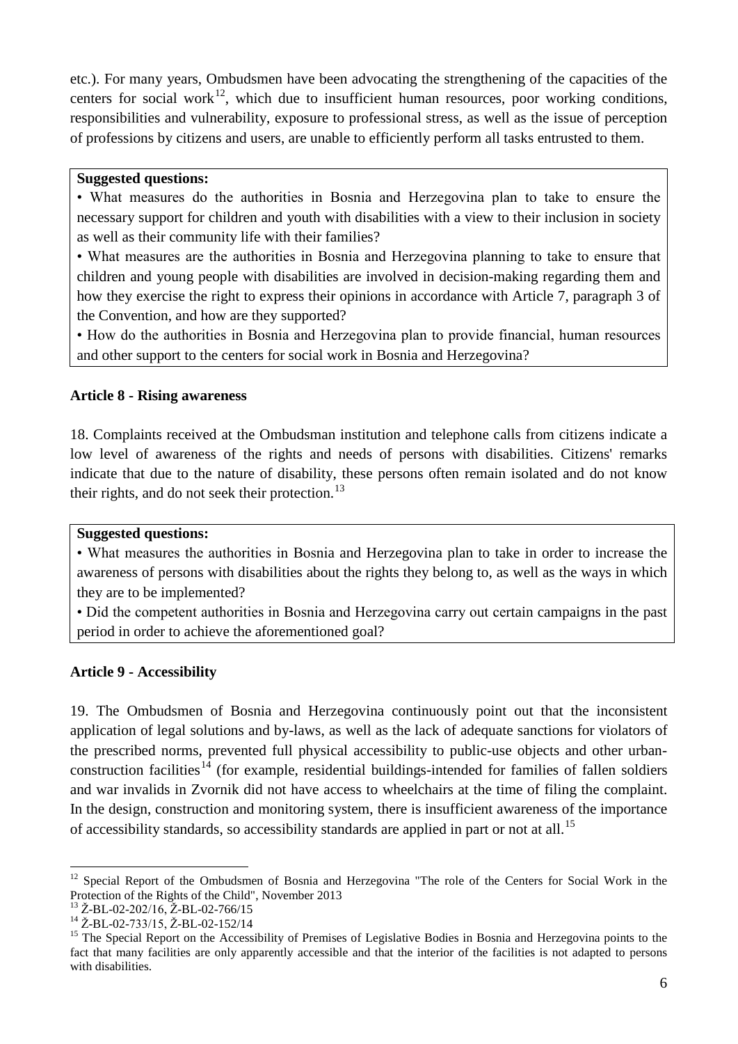etc.). For many years, Ombudsmen have been advocating the strengthening of the capacities of the centers for social work[12], which due to insufficient human resources, poor working conditions, responsibilities and vulnerability, exposure to professional stress, as well as the issue of perception of professions by citizens and users, are unable to efficiently perform all tasks entrusted to them.

**Suggested questions:**

• What measures do the authorities in Bosnia and Herzegovina plan to take to ensure the necessary support for children and youth with disabilities with a view to their inclusion in society as well as their community life with their families?

• What measures are the authorities in Bosnia and Herzegovina planning to take to ensure that children and young people with disabilities are involved in decision-making regarding them and how they exercise the right to express their opinions in accordance with Article 7, paragraph 3 of the Convention, and how are they supported?

• How do the authorities in Bosnia and Herzegovina plan to provide financial, human resources and other support to the centers for social work in Bosnia and Herzegovina?

### Article 8 - Rising awareness

18. Complaints received at the Ombudsman institution and telephone calls from citizens indicate a low level of awareness of the rights and needs of persons with disabilities. Citizens' remarks indicate that due to the nature of disability, these persons often remain isolated and do not know their rights, and do not seek their protection.[13]

**Suggested questions:**

• What measures the authorities in Bosnia and Herzegovina plan to take in order to increase the awareness of persons with disabilities about the rights they belong to, as well as the ways in which they are to be implemented?

• Did the competent authorities in Bosnia and Herzegovina carry out certain campaigns in the past period in order to achieve the aforementioned goal?

### Article 9 - Accessibility

19. The Ombudsmen of Bosnia and Herzegovina continuously point out that the inconsistent application of legal solutions and by-laws, as well as the lack of adequate sanctions for violators of the prescribed norms, prevented full physical accessibility to public-use objects and other urban-construction facilities[14] (for example, residential buildings-intended for families of fallen soldiers and war invalids in Zvornik did not have access to wheelchairs at the time of filing the complaint. In the design, construction and monitoring system, there is insufficient awareness of the importance of accessibility standards, so accessibility standards are applied in part or not at all.[15]

---

[12] Special Report of the Ombudsmen of Bosnia and Herzegovina "The role of the Centers for Social Work in the Protection of the Rights of the Child", November 2013

[13] Ž-BL-02-202/16, Ž-BL-02-766/15

[14] Ž-BL-02-733/15, Ž-BL-02-152/14

[15] The Special Report on the Accessibility of Premises of Legislative Bodies in Bosnia and Herzegovina points to the fact that many facilities are only apparently accessible and that the interior of the facilities is not adapted to persons with disabilities.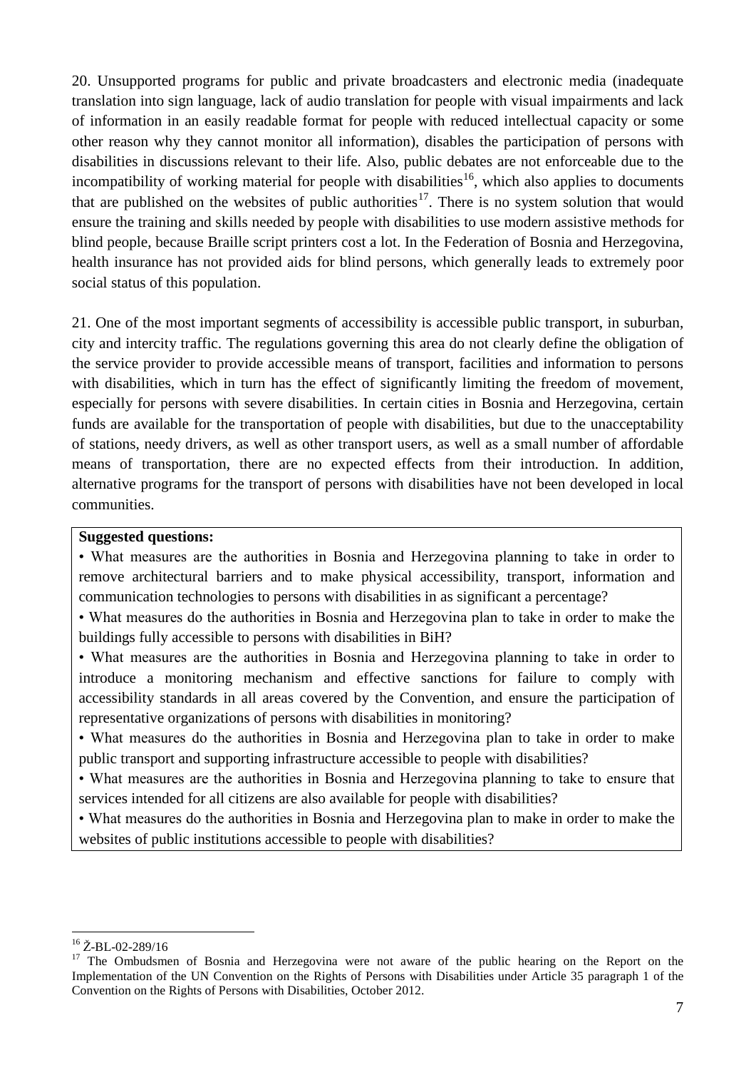20. Unsupported programs for public and private broadcasters and electronic media (inadequate translation into sign language, lack of audio translation for people with visual impairments and lack of information in an easily readable format for people with reduced intellectual capacity or some other reason why they cannot monitor all information), disables the participation of persons with disabilities in discussions relevant to their life. Also, public debates are not enforceable due to the incompatibility of working material for people with disabilities[16], which also applies to documents that are published on the websites of public authorities[17]. There is no system solution that would ensure the training and skills needed by people with disabilities to use modern assistive methods for blind people, because Braille script printers cost a lot. In the Federation of Bosnia and Herzegovina, health insurance has not provided aids for blind persons, which generally leads to extremely poor social status of this population.

21. One of the most important segments of accessibility is accessible public transport, in suburban, city and intercity traffic. The regulations governing this area do not clearly define the obligation of the service provider to provide accessible means of transport, facilities and information to persons with disabilities, which in turn has the effect of significantly limiting the freedom of movement, especially for persons with severe disabilities. In certain cities in Bosnia and Herzegovina, certain funds are available for the transportation of people with disabilities, but due to the unacceptability of stations, needy drivers, as well as other transport users, as well as a small number of affordable means of transportation, there are no expected effects from their introduction. In addition, alternative programs for the transport of persons with disabilities have not been developed in local communities.

**Suggested questions:**

- What measures are the authorities in Bosnia and Herzegovina planning to take in order to remove architectural barriers and to make physical accessibility, transport, information and communication technologies to persons with disabilities in as significant a percentage?
- What measures do the authorities in Bosnia and Herzegovina plan to take in order to make the buildings fully accessible to persons with disabilities in BiH?
- What measures are the authorities in Bosnia and Herzegovina planning to take in order to introduce a monitoring mechanism and effective sanctions for failure to comply with accessibility standards in all areas covered by the Convention, and ensure the participation of representative organizations of persons with disabilities in monitoring?
- What measures do the authorities in Bosnia and Herzegovina plan to take in order to make public transport and supporting infrastructure accessible to people with disabilities?
- What measures are the authorities in Bosnia and Herzegovina planning to take to ensure that services intended for all citizens are also available for people with disabilities?
- What measures do the authorities in Bosnia and Herzegovina plan to make in order to make the websites of public institutions accessible to people with disabilities?

---

[16] Ž-BL-02-289/16

[17] The Ombudsmen of Bosnia and Herzegovina were not aware of the public hearing on the Report on the Implementation of the UN Convention on the Rights of Persons with Disabilities under Article 35 paragraph 1 of the Convention on the Rights of Persons with Disabilities, October 2012.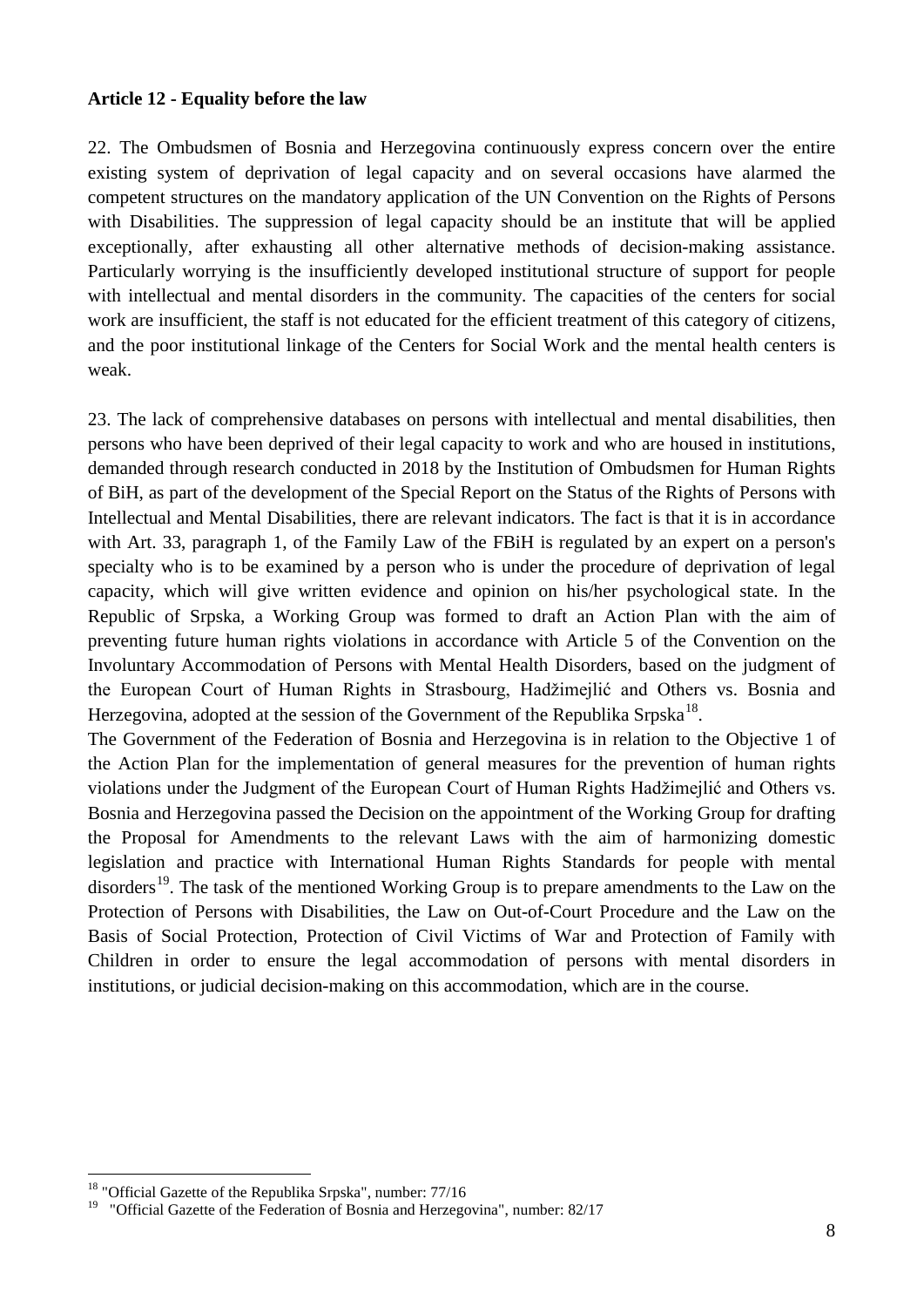**Article 12 - Equality before the law**

22. The Ombudsmen of Bosnia and Herzegovina continuously express concern over the entire existing system of deprivation of legal capacity and on several occasions have alarmed the competent structures on the mandatory application of the UN Convention on the Rights of Persons with Disabilities. The suppression of legal capacity should be an institute that will be applied exceptionally, after exhausting all other alternative methods of decision-making assistance. Particularly worrying is the insufficiently developed institutional structure of support for people with intellectual and mental disorders in the community. The capacities of the centers for social work are insufficient, the staff is not educated for the efficient treatment of this category of citizens, and the poor institutional linkage of the Centers for Social Work and the mental health centers is weak.

23. The lack of comprehensive databases on persons with intellectual and mental disabilities, then persons who have been deprived of their legal capacity to work and who are housed in institutions, demanded through research conducted in 2018 by the Institution of Ombudsmen for Human Rights of BiH, as part of the development of the Special Report on the Status of the Rights of Persons with Intellectual and Mental Disabilities, there are relevant indicators. The fact is that it is in accordance with Art. 33, paragraph 1, of the Family Law of the FBiH is regulated by an expert on a person's specialty who is to be examined by a person who is under the procedure of deprivation of legal capacity, which will give written evidence and opinion on his/her psychological state. In the Republic of Srpska, a Working Group was formed to draft an Action Plan with the aim of preventing future human rights violations in accordance with Article 5 of the Convention on the Involuntary Accommodation of Persons with Mental Health Disorders, based on the judgment of the European Court of Human Rights in Strasbourg, Hadžimejlić and Others vs. Bosnia and Herzegovina, adopted at the session of the Government of the Republika Srpska[18].

The Government of the Federation of Bosnia and Herzegovina is in relation to the Objective 1 of the Action Plan for the implementation of general measures for the prevention of human rights violations under the Judgment of the European Court of Human Rights Hadžimejlić and Others vs. Bosnia and Herzegovina passed the Decision on the appointment of the Working Group for drafting the Proposal for Amendments to the relevant Laws with the aim of harmonizing domestic legislation and practice with International Human Rights Standards for people with mental disorders[19]. The task of the mentioned Working Group is to prepare amendments to the Law on the Protection of Persons with Disabilities, the Law on Out-of-Court Procedure and the Law on the Basis of Social Protection, Protection of Civil Victims of War and Protection of Family with Children in order to ensure the legal accommodation of persons with mental disorders in institutions, or judicial decision-making on this accommodation, which are in the course.

[18] "Official Gazette of the Republika Srpska", number: 77/16

[19] "Official Gazette of the Federation of Bosnia and Herzegovina", number: 82/17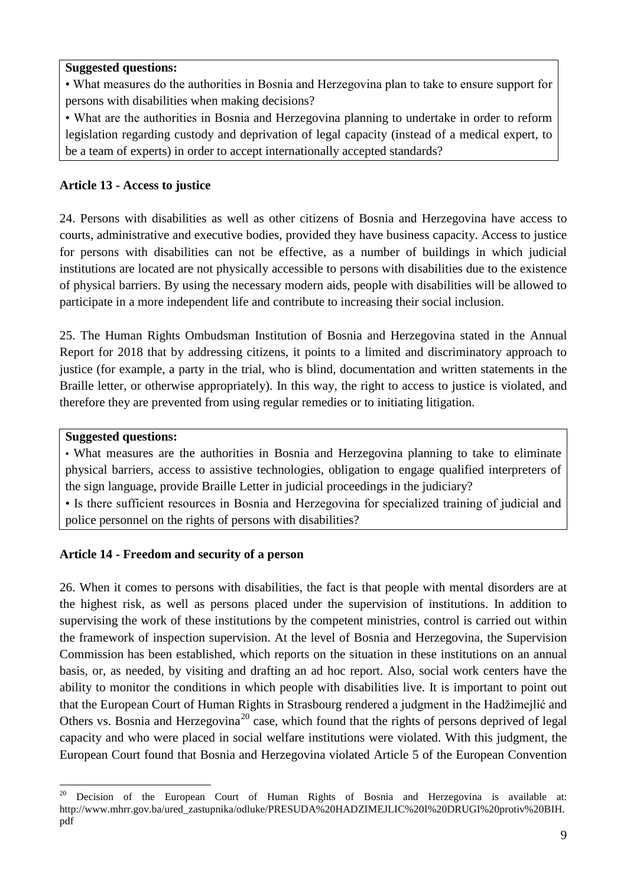**Suggested questions:**

• What measures do the authorities in Bosnia and Herzegovina plan to take to ensure support for persons with disabilities when making decisions?

• What are the authorities in Bosnia and Herzegovina planning to undertake in order to reform legislation regarding custody and deprivation of legal capacity (instead of a medical expert, to be a team of experts) in order to accept internationally accepted standards?

**Article 13 - Access to justice**

24. Persons with disabilities as well as other citizens of Bosnia and Herzegovina have access to courts, administrative and executive bodies, provided they have business capacity. Access to justice for persons with disabilities can not be effective, as a number of buildings in which judicial institutions are located are not physically accessible to persons with disabilities due to the existence of physical barriers. By using the necessary modern aids, people with disabilities will be allowed to participate in a more independent life and contribute to increasing their social inclusion.

25. The Human Rights Ombudsman Institution of Bosnia and Herzegovina stated in the Annual Report for 2018 that by addressing citizens, it points to a limited and discriminatory approach to justice (for example, a party in the trial, who is blind, documentation and written statements in the Braille letter, or otherwise appropriately). In this way, the right to access to justice is violated, and therefore they are prevented from using regular remedies or to initiating litigation.

**Suggested questions:**

• What measures are the authorities in Bosnia and Herzegovina planning to take to eliminate physical barriers, access to assistive technologies, obligation to engage qualified interpreters of the sign language, provide Braille Letter in judicial proceedings in the judiciary?

• Is there sufficient resources in Bosnia and Herzegovina for specialized training of judicial and police personnel on the rights of persons with disabilities?

**Article 14 - Freedom and security of a person**

26. When it comes to persons with disabilities, the fact is that people with mental disorders are at the highest risk, as well as persons placed under the supervision of institutions. In addition to supervising the work of these institutions by the competent ministries, control is carried out within the framework of inspection supervision. At the level of Bosnia and Herzegovina, the Supervision Commission has been established, which reports on the situation in these institutions on an annual basis, or, as needed, by visiting and drafting an ad hoc report. Also, social work centers have the ability to monitor the conditions in which people with disabilities live. It is important to point out that the European Court of Human Rights in Strasbourg rendered a judgment in the Hadžimejlić and Others vs. Bosnia and Herzegovina[20] case, which found that the rights of persons deprived of legal capacity and who were placed in social welfare institutions were violated. With this judgment, the European Court found that Bosnia and Herzegovina violated Article 5 of the European Convention

[20] Decision of the European Court of Human Rights of Bosnia and Herzegovina is available at: http://www.mhrr.gov.ba/ured_zastupnika/odluke/PRESUDA%20HADZIMEJLIC%20I%20DRUGI%20protiv%20BIH.pdf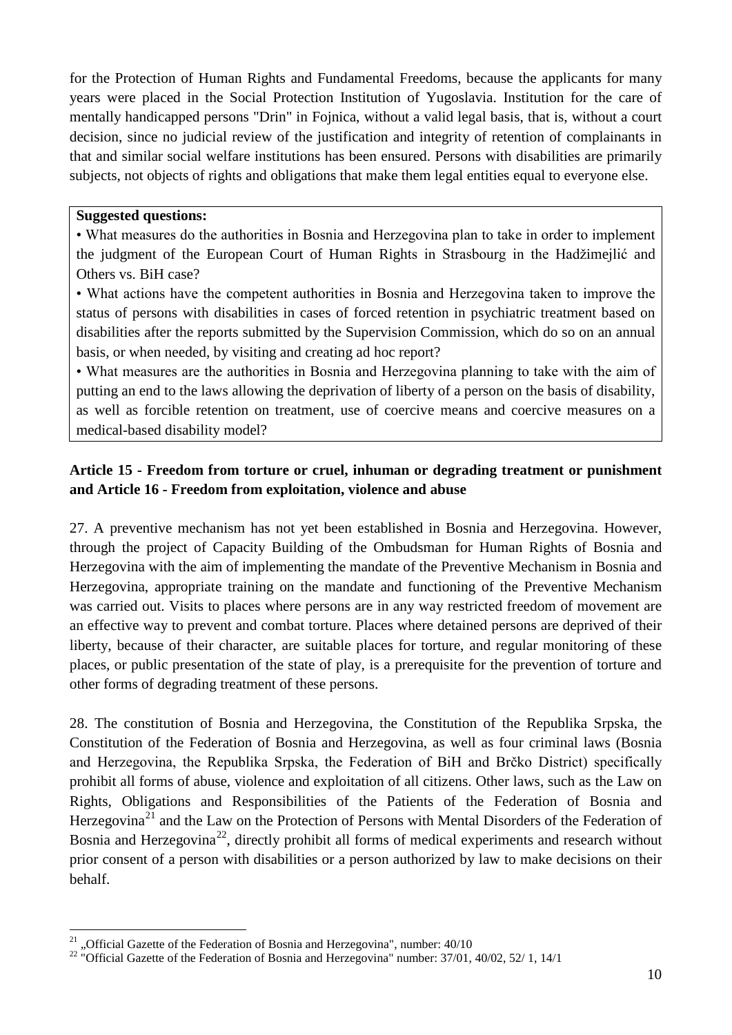for the Protection of Human Rights and Fundamental Freedoms, because the applicants for many years were placed in the Social Protection Institution of Yugoslavia. Institution for the care of mentally handicapped persons "Drin" in Fojnica, without a valid legal basis, that is, without a court decision, since no judicial review of the justification and integrity of retention of complainants in that and similar social welfare institutions has been ensured. Persons with disabilities are primarily subjects, not objects of rights and obligations that make them legal entities equal to everyone else.

**Suggested questions:**

• What measures do the authorities in Bosnia and Herzegovina plan to take in order to implement the judgment of the European Court of Human Rights in Strasbourg in the Hadžimejlić and Others vs. BiH case?

• What actions have the competent authorities in Bosnia and Herzegovina taken to improve the status of persons with disabilities in cases of forced retention in psychiatric treatment based on disabilities after the reports submitted by the Supervision Commission, which do so on an annual basis, or when needed, by visiting and creating ad hoc report?

• What measures are the authorities in Bosnia and Herzegovina planning to take with the aim of putting an end to the laws allowing the deprivation of liberty of a person on the basis of disability, as well as forcible retention on treatment, use of coercive means and coercive measures on a medical-based disability model?

### Article 15 - Freedom from torture or cruel, inhuman or degrading treatment or punishment and Article 16 - Freedom from exploitation, violence and abuse

27. A preventive mechanism has not yet been established in Bosnia and Herzegovina. However, through the project of Capacity Building of the Ombudsman for Human Rights of Bosnia and Herzegovina with the aim of implementing the mandate of the Preventive Mechanism in Bosnia and Herzegovina, appropriate training on the mandate and functioning of the Preventive Mechanism was carried out. Visits to places where persons are in any way restricted freedom of movement are an effective way to prevent and combat torture. Places where detained persons are deprived of their liberty, because of their character, are suitable places for torture, and regular monitoring of these places, or public presentation of the state of play, is a prerequisite for the prevention of torture and other forms of degrading treatment of these persons.

28. The constitution of Bosnia and Herzegovina, the Constitution of the Republika Srpska, the Constitution of the Federation of Bosnia and Herzegovina, as well as four criminal laws (Bosnia and Herzegovina, the Republika Srpska, the Federation of BiH and Brčko District) specifically prohibit all forms of abuse, violence and exploitation of all citizens. Other laws, such as the Law on Rights, Obligations and Responsibilities of the Patients of the Federation of Bosnia and Herzegovina[21] and the Law on the Protection of Persons with Mental Disorders of the Federation of Bosnia and Herzegovina[22], directly prohibit all forms of medical experiments and research without prior consent of a person with disabilities or a person authorized by law to make decisions on their behalf.

[21] „Official Gazette of the Federation of Bosnia and Herzegovina", number: 40/10

[22] "Official Gazette of the Federation of Bosnia and Herzegovina" number: 37/01, 40/02, 52/ 1, 14/1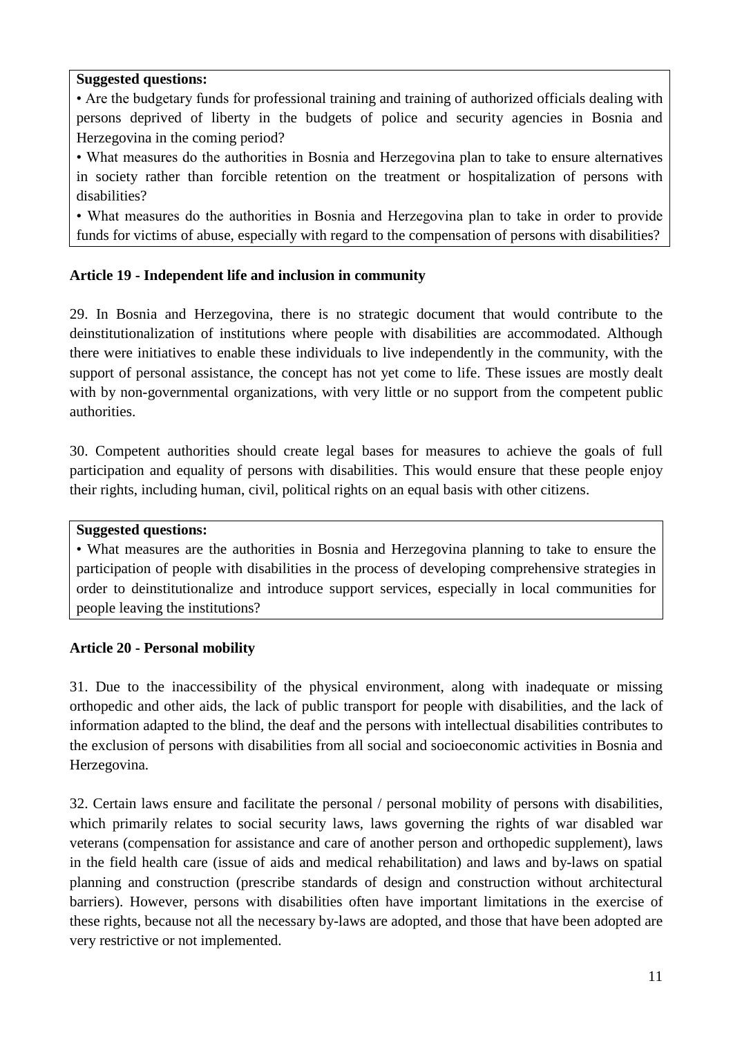**Suggested questions:**

• Are the budgetary funds for professional training and training of authorized officials dealing with persons deprived of liberty in the budgets of police and security agencies in Bosnia and Herzegovina in the coming period?

• What measures do the authorities in Bosnia and Herzegovina plan to take to ensure alternatives in society rather than forcible retention on the treatment or hospitalization of persons with disabilities?

• What measures do the authorities in Bosnia and Herzegovina plan to take in order to provide funds for victims of abuse, especially with regard to the compensation of persons with disabilities?

### Article 19 - Independent life and inclusion in community

29. In Bosnia and Herzegovina, there is no strategic document that would contribute to the deinstitutionalization of institutions where people with disabilities are accommodated. Although there were initiatives to enable these individuals to live independently in the community, with the support of personal assistance, the concept has not yet come to life. These issues are mostly dealt with by non-governmental organizations, with very little or no support from the competent public authorities.

30. Competent authorities should create legal bases for measures to achieve the goals of full participation and equality of persons with disabilities. This would ensure that these people enjoy their rights, including human, civil, political rights on an equal basis with other citizens.

**Suggested questions:**

• What measures are the authorities in Bosnia and Herzegovina planning to take to ensure the participation of people with disabilities in the process of developing comprehensive strategies in order to deinstitutionalize and introduce support services, especially in local communities for people leaving the institutions?

### Article 20 - Personal mobility

31. Due to the inaccessibility of the physical environment, along with inadequate or missing orthopedic and other aids, the lack of public transport for people with disabilities, and the lack of information adapted to the blind, the deaf and the persons with intellectual disabilities contributes to the exclusion of persons with disabilities from all social and socioeconomic activities in Bosnia and Herzegovina.

32. Certain laws ensure and facilitate the personal / personal mobility of persons with disabilities, which primarily relates to social security laws, laws governing the rights of war disabled war veterans (compensation for assistance and care of another person and orthopedic supplement), laws in the field health care (issue of aids and medical rehabilitation) and laws and by-laws on spatial planning and construction (prescribe standards of design and construction without architectural barriers). However, persons with disabilities often have important limitations in the exercise of these rights, because not all the necessary by-laws are adopted, and those that have been adopted are very restrictive or not implemented.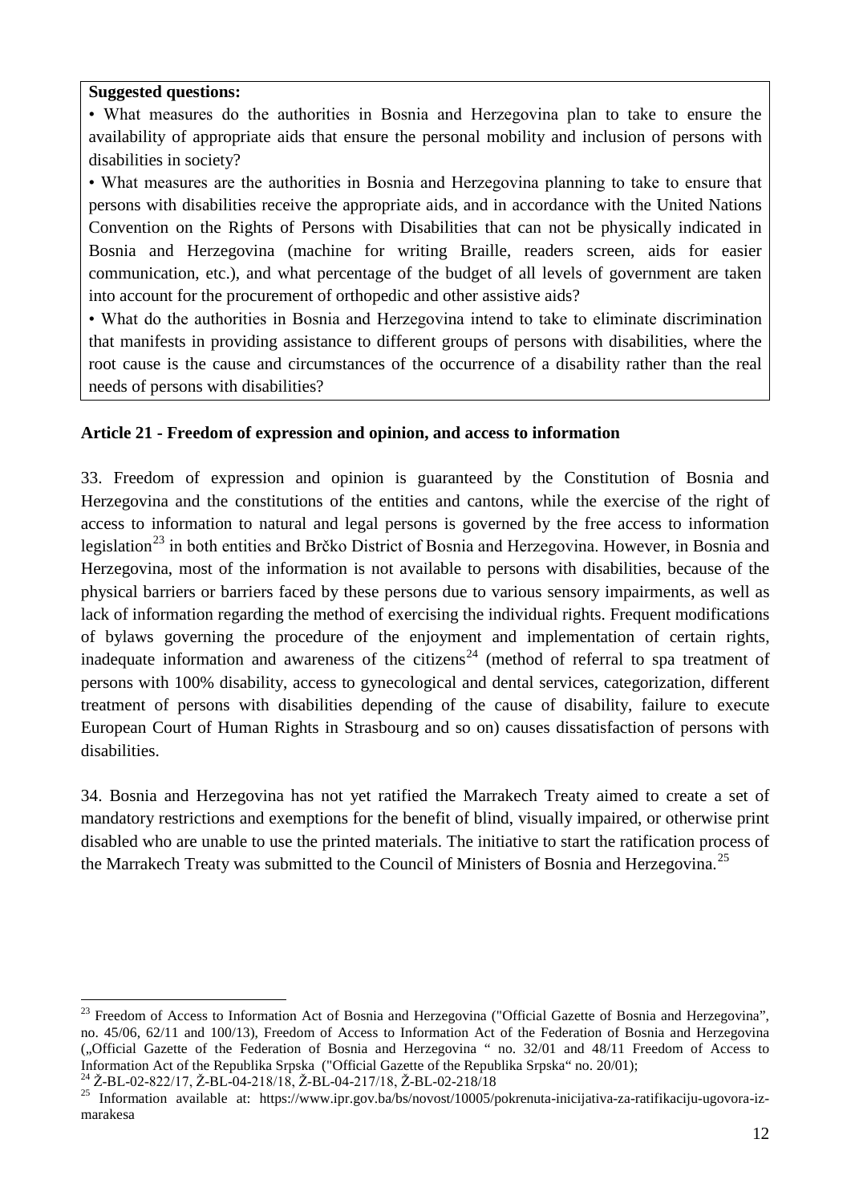**Suggested questions:**

• What measures do the authorities in Bosnia and Herzegovina plan to take to ensure the availability of appropriate aids that ensure the personal mobility and inclusion of persons with disabilities in society?

• What measures are the authorities in Bosnia and Herzegovina planning to take to ensure that persons with disabilities receive the appropriate aids, and in accordance with the United Nations Convention on the Rights of Persons with Disabilities that can not be physically indicated in Bosnia and Herzegovina (machine for writing Braille, readers screen, aids for easier communication, etc.), and what percentage of the budget of all levels of government are taken into account for the procurement of orthopedic and other assistive aids?

• What do the authorities in Bosnia and Herzegovina intend to take to eliminate discrimination that manifests in providing assistance to different groups of persons with disabilities, where the root cause is the cause and circumstances of the occurrence of a disability rather than the real needs of persons with disabilities?

## Article 21 - Freedom of expression and opinion, and access to information

33. Freedom of expression and opinion is guaranteed by the Constitution of Bosnia and Herzegovina and the constitutions of the entities and cantons, while the exercise of the right of access to information to natural and legal persons is governed by the free access to information legislation[23] in both entities and Brčko District of Bosnia and Herzegovina. However, in Bosnia and Herzegovina, most of the information is not available to persons with disabilities, because of the physical barriers or barriers faced by these persons due to various sensory impairments, as well as lack of information regarding the method of exercising the individual rights. Frequent modifications of bylaws governing the procedure of the enjoyment and implementation of certain rights, inadequate information and awareness of the citizens[24] (method of referral to spa treatment of persons with 100% disability, access to gynecological and dental services, categorization, different treatment of persons with disabilities depending of the cause of disability, failure to execute European Court of Human Rights in Strasbourg and so on) causes dissatisfaction of persons with disabilities.

34. Bosnia and Herzegovina has not yet ratified the Marrakech Treaty aimed to create a set of mandatory restrictions and exemptions for the benefit of blind, visually impaired, or otherwise print disabled who are unable to use the printed materials. The initiative to start the ratification process of the Marrakech Treaty was submitted to the Council of Ministers of Bosnia and Herzegovina.[25]

---

[23] Freedom of Access to Information Act of Bosnia and Herzegovina ("Official Gazette of Bosnia and Herzegovina", no. 45/06, 62/11 and 100/13), Freedom of Access to Information Act of the Federation of Bosnia and Herzegovina („Official Gazette of the Federation of Bosnia and Herzegovina " no. 32/01 and 48/11 Freedom of Access to Information Act of the Republika Srpska ("Official Gazette of the Republika Srpska" no. 20/01);

[24] Ž-BL-02-822/17, Ž-BL-04-218/18, Ž-BL-04-217/18, Ž-BL-02-218/18

[25] Information available at: https://www.ipr.gov.ba/bs/novost/10005/pokrenuta-inicijativa-za-ratifikaciju-ugovora-iz-marakesa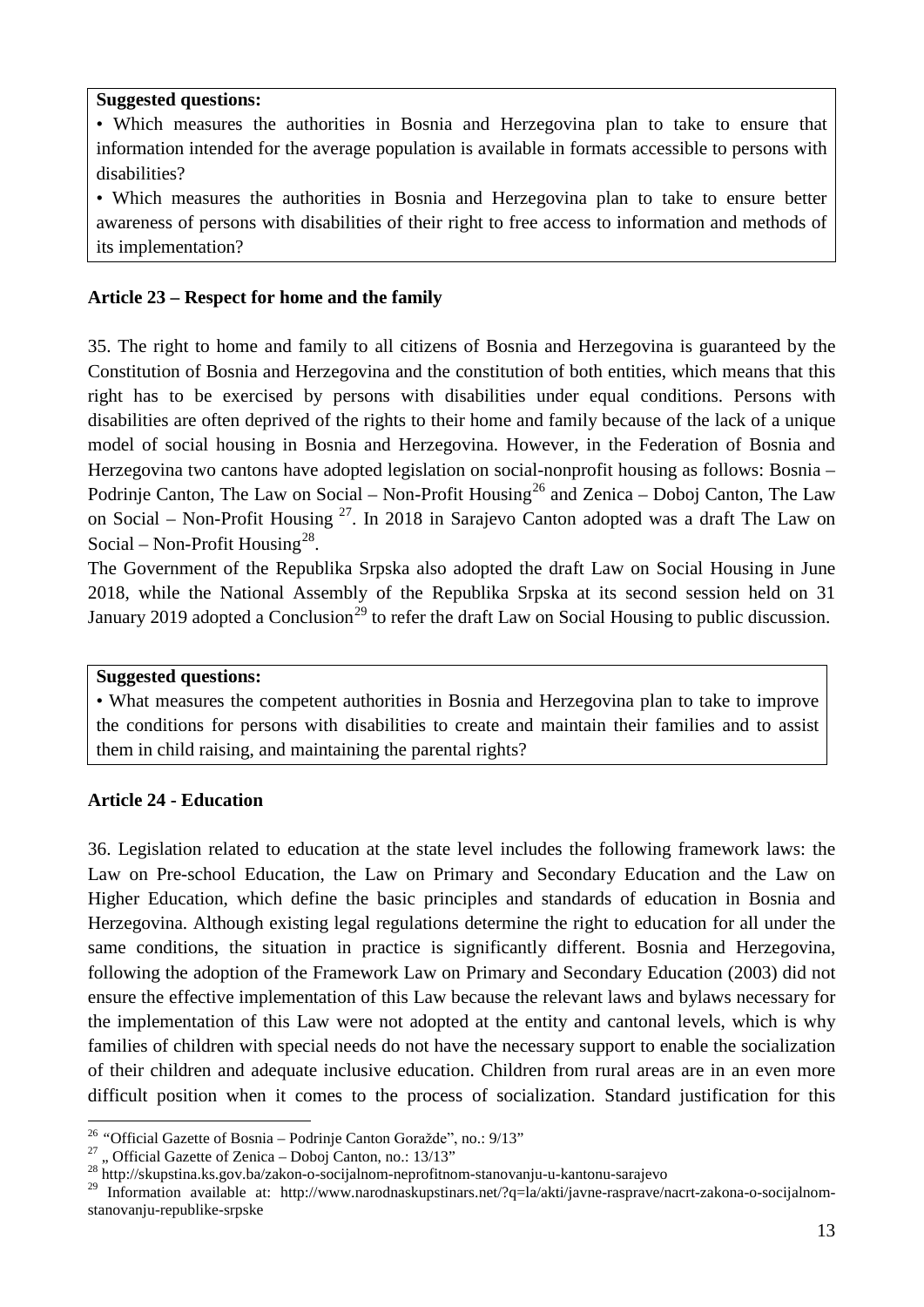**Suggested questions:**

• Which measures the authorities in Bosnia and Herzegovina plan to take to ensure that information intended for the average population is available in formats accessible to persons with disabilities?

• Which measures the authorities in Bosnia and Herzegovina plan to take to ensure better awareness of persons with disabilities of their right to free access to information and methods of its implementation?

**Article 23 – Respect for home and the family**

35. The right to home and family to all citizens of Bosnia and Herzegovina is guaranteed by the Constitution of Bosnia and Herzegovina and the constitution of both entities, which means that this right has to be exercised by persons with disabilities under equal conditions. Persons with disabilities are often deprived of the rights to their home and family because of the lack of a unique model of social housing in Bosnia and Herzegovina. However, in the Federation of Bosnia and Herzegovina two cantons have adopted legislation on social-nonprofit housing as follows: Bosnia – Podrinje Canton, The Law on Social – Non-Profit Housing[26] and Zenica – Doboj Canton, The Law on Social – Non-Profit Housing [27]. In 2018 in Sarajevo Canton adopted was a draft The Law on Social – Non-Profit Housing[28].

The Government of the Republika Srpska also adopted the draft Law on Social Housing in June 2018, while the National Assembly of the Republika Srpska at its second session held on 31 January 2019 adopted a Conclusion[29] to refer the draft Law on Social Housing to public discussion.

**Suggested questions:**

• What measures the competent authorities in Bosnia and Herzegovina plan to take to improve the conditions for persons with disabilities to create and maintain their families and to assist them in child raising, and maintaining the parental rights?

**Article 24 - Education**

36. Legislation related to education at the state level includes the following framework laws: the Law on Pre-school Education, the Law on Primary and Secondary Education and the Law on Higher Education, which define the basic principles and standards of education in Bosnia and Herzegovina. Although existing legal regulations determine the right to education for all under the same conditions, the situation in practice is significantly different. Bosnia and Herzegovina, following the adoption of the Framework Law on Primary and Secondary Education (2003) did not ensure the effective implementation of this Law because the relevant laws and bylaws necessary for the implementation of this Law were not adopted at the entity and cantonal levels, which is why families of children with special needs do not have the necessary support to enable the socialization of their children and adequate inclusive education. Children from rural areas are in an even more difficult position when it comes to the process of socialization. Standard justification for this

---

[26] "Official Gazette of Bosnia – Podrinje Canton Goražde", no.: 9/13"

[27] „ Official Gazette of Zenica – Doboj Canton, no.: 13/13"

[28] http://skupstina.ks.gov.ba/zakon-o-socijalnom-neprofitnom-stanovanju-u-kantonu-sarajevo

[29] Information available at: http://www.narodnaskupstinars.net/?q=la/akti/javne-rasprave/nacrt-zakona-o-socijalnom-stanovanju-republike-srpske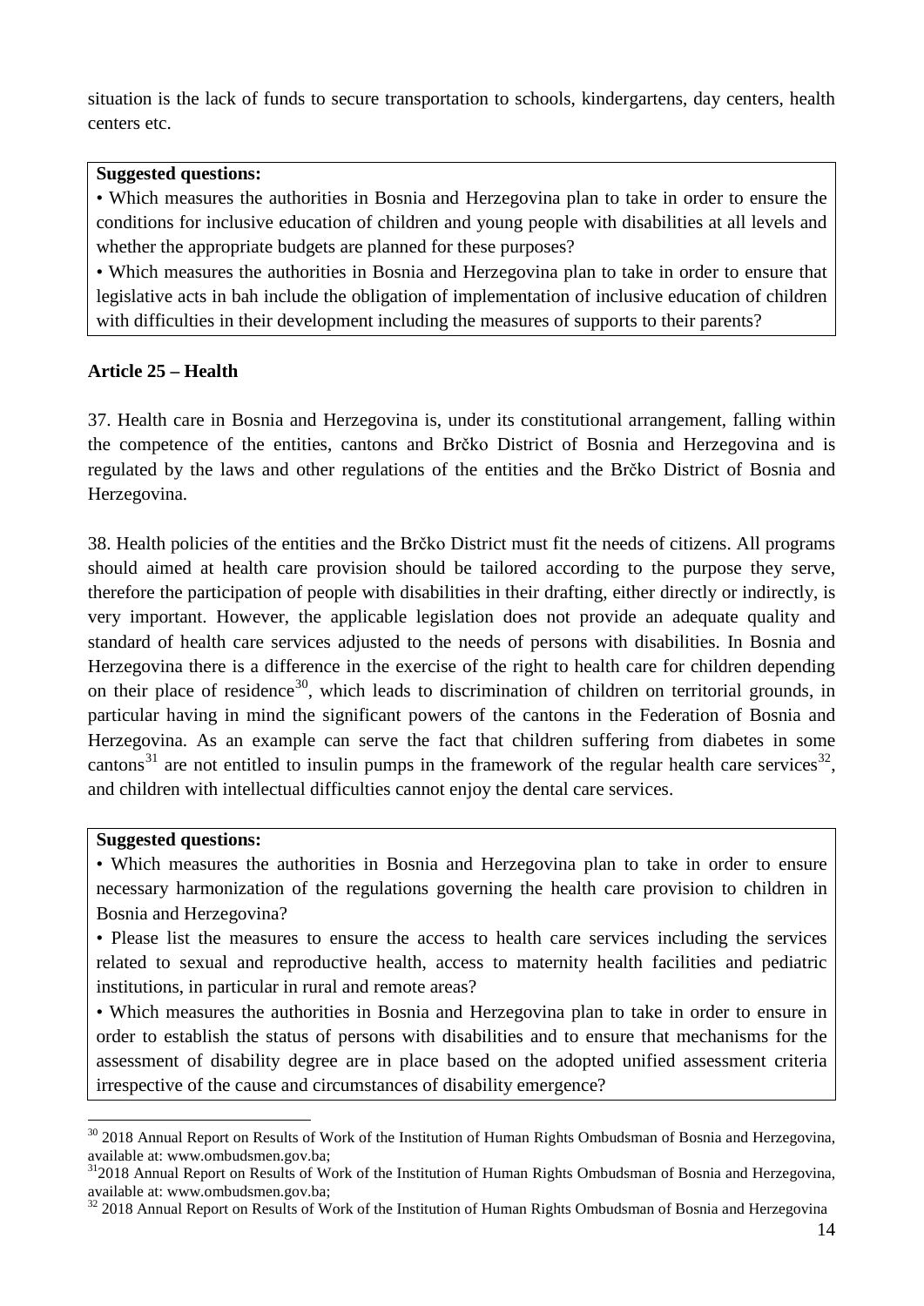situation is the lack of funds to secure transportation to schools, kindergartens, day centers, health centers etc.

**Suggested questions:**

• Which measures the authorities in Bosnia and Herzegovina plan to take in order to ensure the conditions for inclusive education of children and young people with disabilities at all levels and whether the appropriate budgets are planned for these purposes?

• Which measures the authorities in Bosnia and Herzegovina plan to take in order to ensure that legislative acts in bah include the obligation of implementation of inclusive education of children with difficulties in their development including the measures of supports to their parents?

### Article 25 – Health

37. Health care in Bosnia and Herzegovina is, under its constitutional arrangement, falling within the competence of the entities, cantons and Brčko District of Bosnia and Herzegovina and is regulated by the laws and other regulations of the entities and the Brčko District of Bosnia and Herzegovina.

38. Health policies of the entities and the Brčko District must fit the needs of citizens. All programs should aimed at health care provision should be tailored according to the purpose they serve, therefore the participation of people with disabilities in their drafting, either directly or indirectly, is very important. However, the applicable legislation does not provide an adequate quality and standard of health care services adjusted to the needs of persons with disabilities. In Bosnia and Herzegovina there is a difference in the exercise of the right to health care for children depending on their place of residence[30], which leads to discrimination of children on territorial grounds, in particular having in mind the significant powers of the cantons in the Federation of Bosnia and Herzegovina. As an example can serve the fact that children suffering from diabetes in some cantons[31] are not entitled to insulin pumps in the framework of the regular health care services[32], and children with intellectual difficulties cannot enjoy the dental care services.

**Suggested questions:**

• Which measures the authorities in Bosnia and Herzegovina plan to take in order to ensure necessary harmonization of the regulations governing the health care provision to children in Bosnia and Herzegovina?

• Please list the measures to ensure the access to health care services including the services related to sexual and reproductive health, access to maternity health facilities and pediatric institutions, in particular in rural and remote areas?

• Which measures the authorities in Bosnia and Herzegovina plan to take in order to ensure in order to establish the status of persons with disabilities and to ensure that mechanisms for the assessment of disability degree are in place based on the adopted unified assessment criteria irrespective of the cause and circumstances of disability emergence?

---

[30] 2018 Annual Report on Results of Work of the Institution of Human Rights Ombudsman of Bosnia and Herzegovina, available at: www.ombudsmen.gov.ba;

[31] 2018 Annual Report on Results of Work of the Institution of Human Rights Ombudsman of Bosnia and Herzegovina, available at: www.ombudsmen.gov.ba;

[32] 2018 Annual Report on Results of Work of the Institution of Human Rights Ombudsman of Bosnia and Herzegovina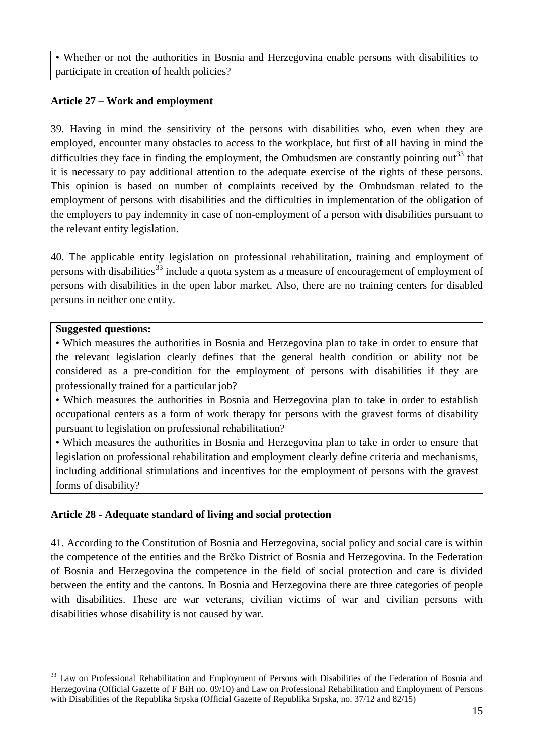• Whether or not the authorities in Bosnia and Herzegovina enable persons with disabilities to participate in creation of health policies?

### Article 27 – Work and employment

39. Having in mind the sensitivity of the persons with disabilities who, even when they are employed, encounter many obstacles to access to the workplace, but first of all having in mind the difficulties they face in finding the employment, the Ombudsmen are constantly pointing out[33] that it is necessary to pay additional attention to the adequate exercise of the rights of these persons. This opinion is based on number of complaints received by the Ombudsman related to the employment of persons with disabilities and the difficulties in implementation of the obligation of the employers to pay indemnity in case of non-employment of a person with disabilities pursuant to the relevant entity legislation.

40. The applicable entity legislation on professional rehabilitation, training and employment of persons with disabilities[33] include a quota system as a measure of encouragement of employment of persons with disabilities in the open labor market. Also, there are no training centers for disabled persons in neither one entity.

**Suggested questions:**

• Which measures the authorities in Bosnia and Herzegovina plan to take in order to ensure that the relevant legislation clearly defines that the general health condition or ability not be considered as a pre-condition for the employment of persons with disabilities if they are professionally trained for a particular job?

• Which measures the authorities in Bosnia and Herzegovina plan to take in order to establish occupational centers as a form of work therapy for persons with the gravest forms of disability pursuant to legislation on professional rehabilitation?

• Which measures the authorities in Bosnia and Herzegovina plan to take in order to ensure that legislation on professional rehabilitation and employment clearly define criteria and mechanisms, including additional stimulations and incentives for the employment of persons with the gravest forms of disability?

### Article 28 - Adequate standard of living and social protection

41. According to the Constitution of Bosnia and Herzegovina, social policy and social care is within the competence of the entities and the Brčko District of Bosnia and Herzegovina. In the Federation of Bosnia and Herzegovina the competence in the field of social protection and care is divided between the entity and the cantons. In Bosnia and Herzegovina there are three categories of people with disabilities. These are war veterans, civilian victims of war and civilian persons with disabilities whose disability is not caused by war.

---

[33] Law on Professional Rehabilitation and Employment of Persons with Disabilities of the Federation of Bosnia and Herzegovina (Official Gazette of F BiH no. 09/10) and Law on Professional Rehabilitation and Employment of Persons with Disabilities of the Republika Srpska (Official Gazette of Republika Srpska, no. 37/12 and 82/15)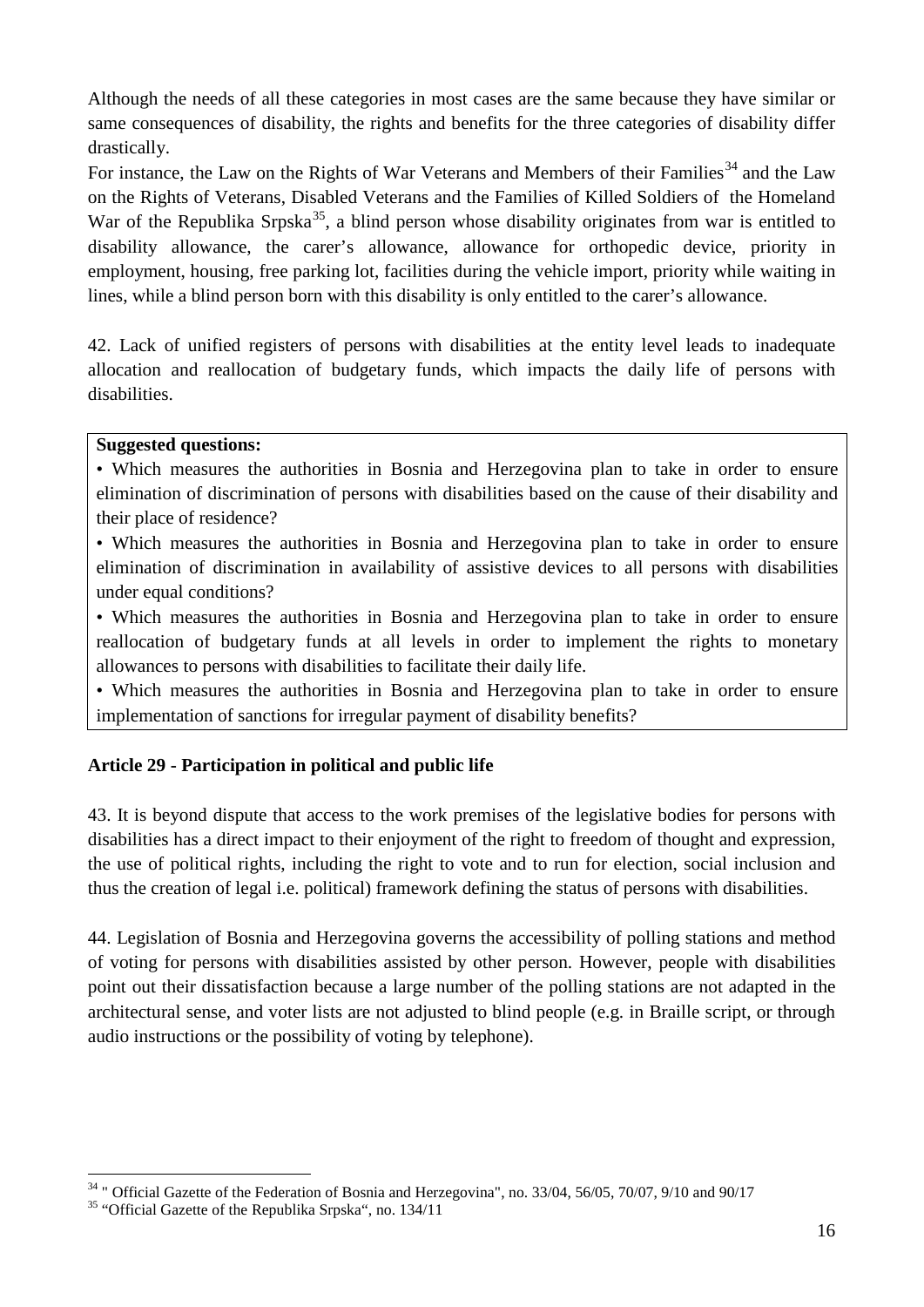Although the needs of all these categories in most cases are the same because they have similar or same consequences of disability, the rights and benefits for the three categories of disability differ drastically.

For instance, the Law on the Rights of War Veterans and Members of their Families[34] and the Law on the Rights of Veterans, Disabled Veterans and the Families of Killed Soldiers of the Homeland War of the Republika Srpska[35], a blind person whose disability originates from war is entitled to disability allowance, the carer's allowance, allowance for orthopedic device, priority in employment, housing, free parking lot, facilities during the vehicle import, priority while waiting in lines, while a blind person born with this disability is only entitled to the carer's allowance.

42. Lack of unified registers of persons with disabilities at the entity level leads to inadequate allocation and reallocation of budgetary funds, which impacts the daily life of persons with disabilities.

**Suggested questions:**

- Which measures the authorities in Bosnia and Herzegovina plan to take in order to ensure elimination of discrimination of persons with disabilities based on the cause of their disability and their place of residence?
- Which measures the authorities in Bosnia and Herzegovina plan to take in order to ensure elimination of discrimination in availability of assistive devices to all persons with disabilities under equal conditions?
- Which measures the authorities in Bosnia and Herzegovina plan to take in order to ensure reallocation of budgetary funds at all levels in order to implement the rights to monetary allowances to persons with disabilities to facilitate their daily life.
- Which measures the authorities in Bosnia and Herzegovina plan to take in order to ensure implementation of sanctions for irregular payment of disability benefits?

**Article 29 - Participation in political and public life**

43. It is beyond dispute that access to the work premises of the legislative bodies for persons with disabilities has a direct impact to their enjoyment of the right to freedom of thought and expression, the use of political rights, including the right to vote and to run for election, social inclusion and thus the creation of legal i.e. political) framework defining the status of persons with disabilities.

44. Legislation of Bosnia and Herzegovina governs the accessibility of polling stations and method of voting for persons with disabilities assisted by other person. However, people with disabilities point out their dissatisfaction because a large number of the polling stations are not adapted in the architectural sense, and voter lists are not adjusted to blind people (e.g. in Braille script, or through audio instructions or the possibility of voting by telephone).

---

[34] " Official Gazette of the Federation of Bosnia and Herzegovina", no. 33/04, 56/05, 70/07, 9/10 and 90/17

[35] "Official Gazette of the Republika Srpska", no. 134/11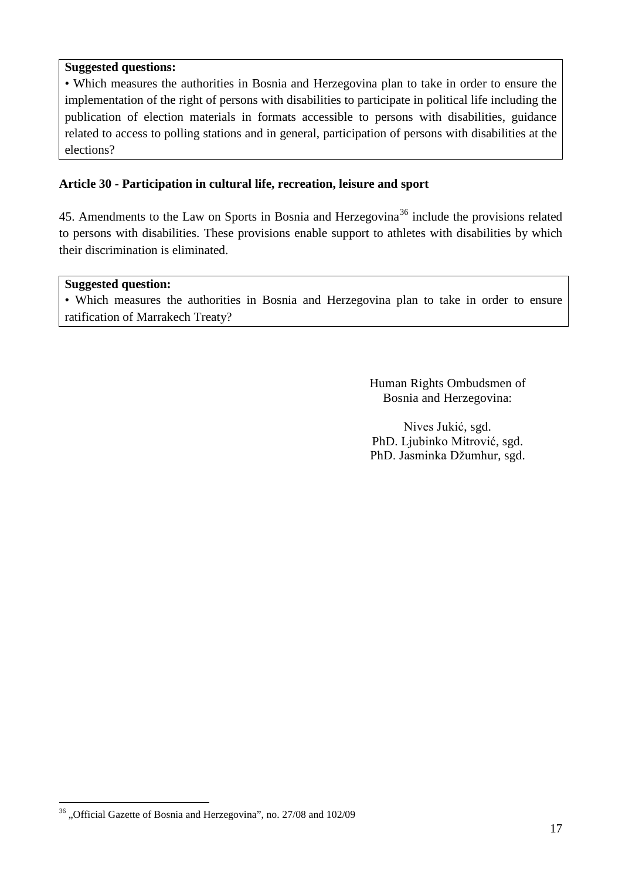**Suggested questions:**

• Which measures the authorities in Bosnia and Herzegovina plan to take in order to ensure the implementation of the right of persons with disabilities to participate in political life including the publication of election materials in formats accessible to persons with disabilities, guidance related to access to polling stations and in general, participation of persons with disabilities at the elections?

**Article 30 - Participation in cultural life, recreation, leisure and sport**

45. Amendments to the Law on Sports in Bosnia and Herzegovina[36] include the provisions related to persons with disabilities. These provisions enable support to athletes with disabilities by which their discrimination is eliminated.

**Suggested question:**

• Which measures the authorities in Bosnia and Herzegovina plan to take in order to ensure ratification of Marrakech Treaty?

Human Rights Ombudsmen of Bosnia and Herzegovina:

Nives Jukić, sgd.
PhD. Ljubinko Mitrović, sgd.
PhD. Jasminka Džumhur, sgd.

[36] „Official Gazette of Bosnia and Herzegovina", no. 27/08 and 102/09